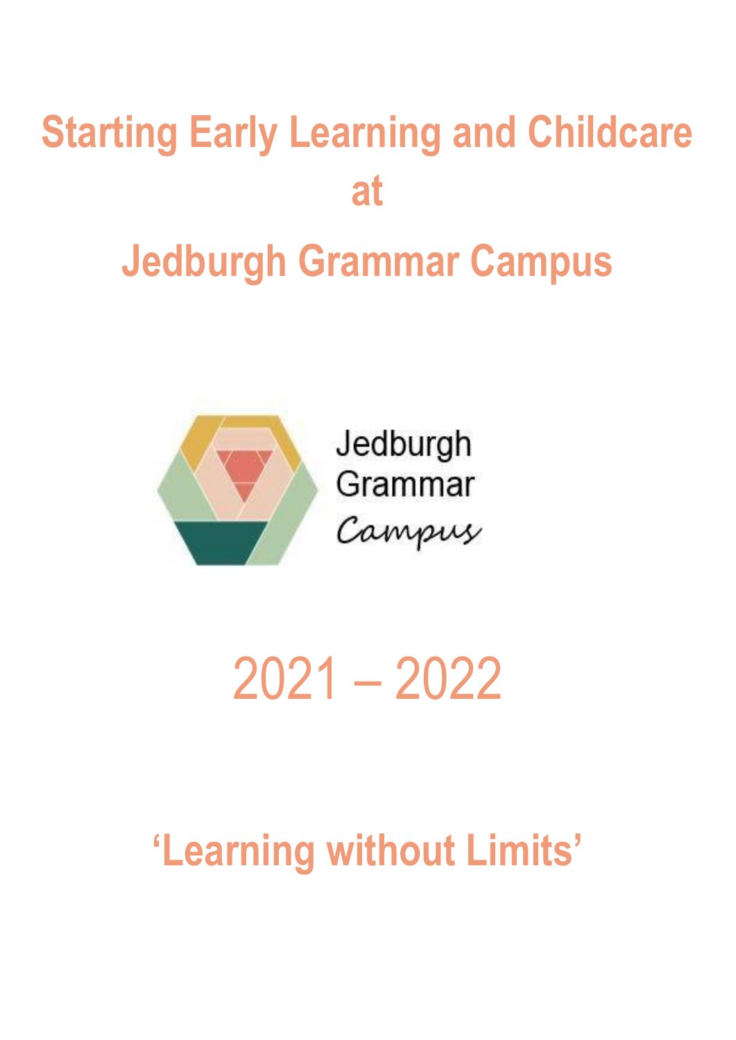# Starting Early Learning and Childcare at Jedburgh Grammar Campus

Jedburgh Grammar Campus

2021 – 2022

## 'Learning without Limits'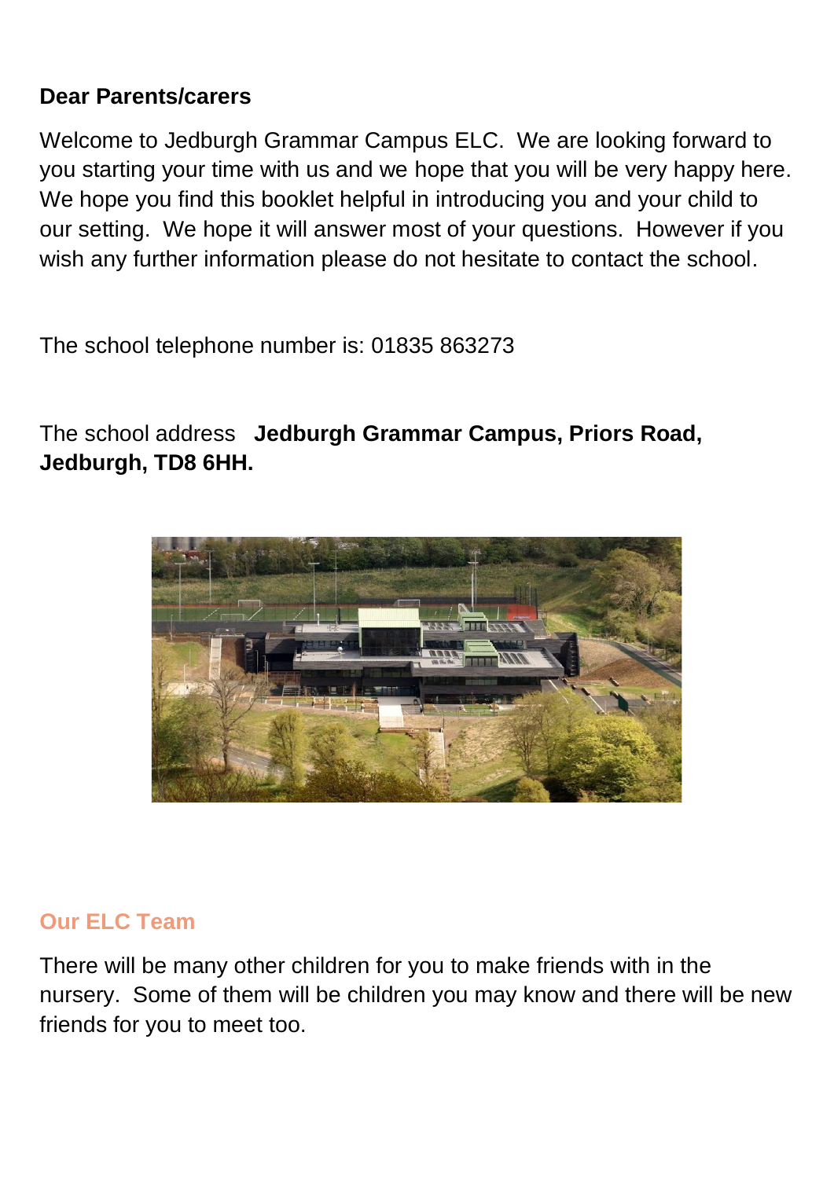**Dear Parents/carers**

Welcome to Jedburgh Grammar Campus ELC. We are looking forward to you starting your time with us and we hope that you will be very happy here. We hope you find this booklet helpful in introducing you and your child to our setting. We hope it will answer most of your questions. However if you wish any further information please do not hesitate to contact the school.

The school telephone number is: 01835 863273

The school address **Jedburgh Grammar Campus, Priors Road, Jedburgh, TD8 6HH.**

## Our ELC Team

There will be many other children for you to make friends with in the nursery. Some of them will be children you may know and there will be new friends for you to meet too.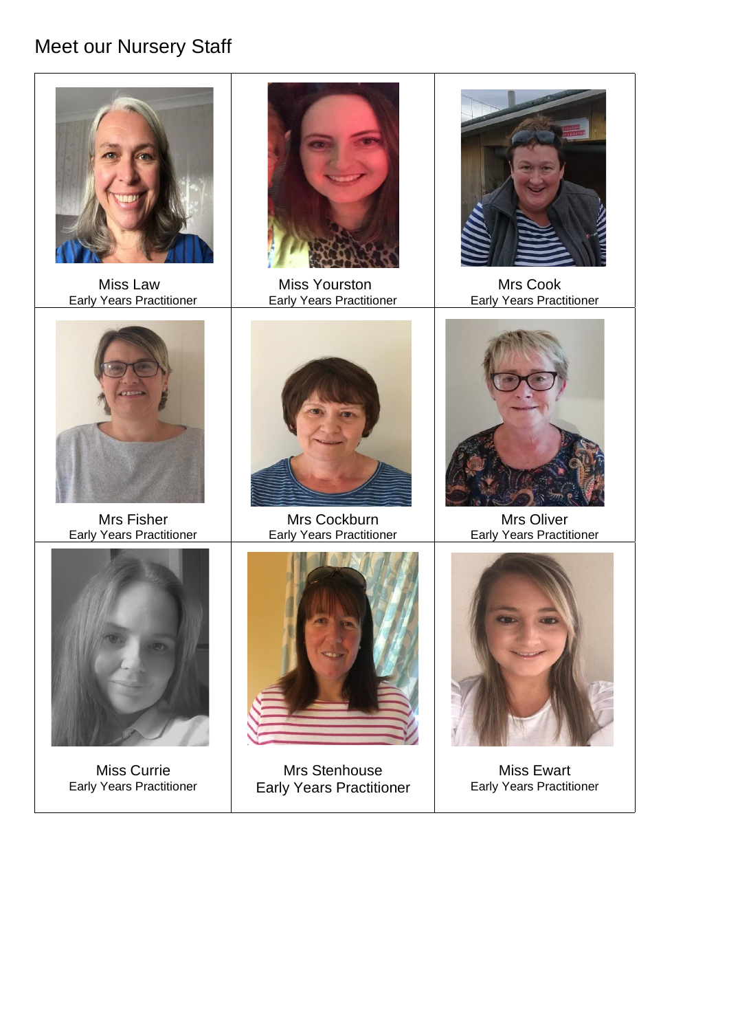# Meet our Nursery Staff

| | | |
|---|---|---|
| Miss Law<br>Early Years Practitioner | Miss Yourston<br>Early Years Practitioner | Mrs Cook<br>Early Years Practitioner |
| Mrs Fisher<br>Early Years Practitioner | Mrs Cockburn<br>Early Years Practitioner | Mrs Oliver<br>Early Years Practitioner |
| Miss Currie<br>Early Years Practitioner | Mrs Stenhouse<br>Early Years Practitioner | Miss Ewart<br>Early Years Practitioner |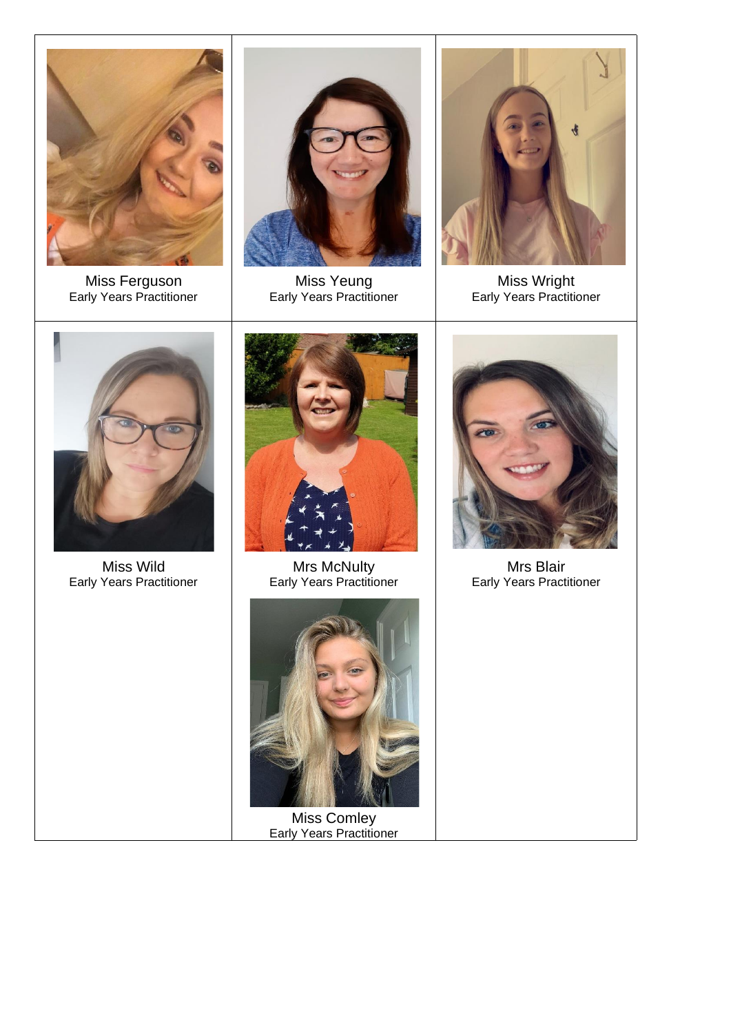| | | |
|---|---|---|
| Miss Ferguson<br>Early Years Practitioner | Miss Yeung<br>Early Years Practitioner | Miss Wright<br>Early Years Practitioner |
| Miss Wild<br>Early Years Practitioner | Mrs McNulty<br>Early Years Practitioner<br><br>Miss Comley<br>Early Years Practitioner | Mrs Blair<br>Early Years Practitioner |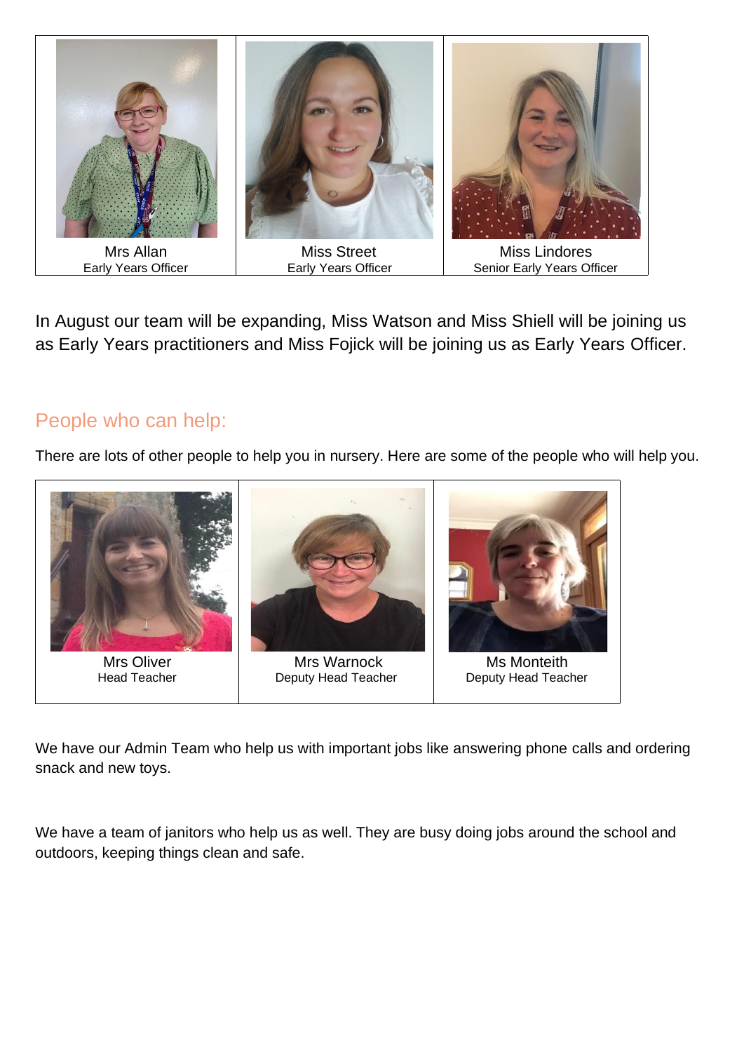| Mrs Allan<br>Early Years Officer | Miss Street<br>Early Years Officer | Miss Lindores<br>Senior Early Years Officer |
|---|---|---|

In August our team will be expanding, Miss Watson and Miss Shiell will be joining us as Early Years practitioners and Miss Fojick will be joining us as Early Years Officer.

## People who can help:

There are lots of other people to help you in nursery. Here are some of the people who will help you.

| Mrs Oliver<br>Head Teacher | Mrs Warnock<br>Deputy Head Teacher | Ms Monteith<br>Deputy Head Teacher |
|---|---|---|

We have our Admin Team who help us with important jobs like answering phone calls and ordering snack and new toys.

We have a team of janitors who help us as well. They are busy doing jobs around the school and outdoors, keeping things clean and safe.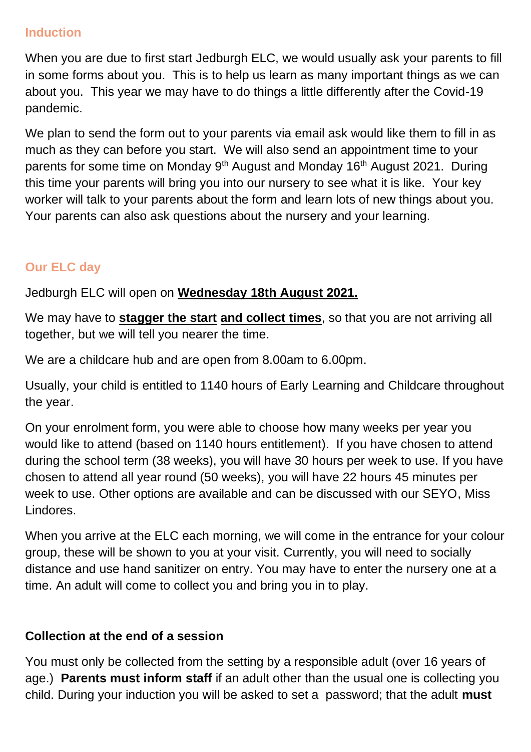## Induction

When you are due to first start Jedburgh ELC, we would usually ask your parents to fill in some forms about you. This is to help us learn as many important things as we can about you. This year we may have to do things a little differently after the Covid-19 pandemic.

We plan to send the form out to your parents via email ask would like them to fill in as much as they can before you start. We will also send an appointment time to your parents for some time on Monday 9th August and Monday 16th August 2021. During this time your parents will bring you into our nursery to see what it is like. Your key worker will talk to your parents about the form and learn lots of new things about you. Your parents can also ask questions about the nursery and your learning.

## Our ELC day

Jedburgh ELC will open on **Wednesday 18th August 2021.**

We may have to **stagger the start and collect times**, so that you are not arriving all together, but we will tell you nearer the time.

We are a childcare hub and are open from 8.00am to 6.00pm.

Usually, your child is entitled to 1140 hours of Early Learning and Childcare throughout the year.

On your enrolment form, you were able to choose how many weeks per year you would like to attend (based on 1140 hours entitlement). If you have chosen to attend during the school term (38 weeks), you will have 30 hours per week to use. If you have chosen to attend all year round (50 weeks), you will have 22 hours 45 minutes per week to use. Other options are available and can be discussed with our SEYO, Miss Lindores.

When you arrive at the ELC each morning, we will come in the entrance for your colour group, these will be shown to you at your visit. Currently, you will need to socially distance and use hand sanitizer on entry. You may have to enter the nursery one at a time. An adult will come to collect you and bring you in to play.

### Collection at the end of a session

You must only be collected from the setting by a responsible adult (over 16 years of age.) **Parents must inform staff** if an adult other than the usual one is collecting you child. During your induction you will be asked to set a password; that the adult **must**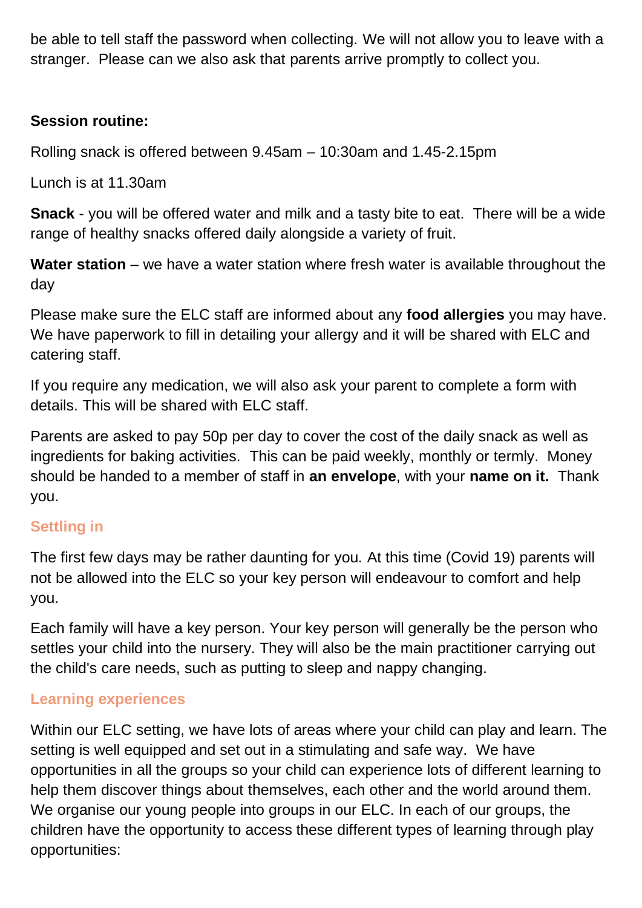be able to tell staff the password when collecting. We will not allow you to leave with a stranger. Please can we also ask that parents arrive promptly to collect you.

**Session routine:**

Rolling snack is offered between 9.45am – 10:30am and 1.45-2.15pm

Lunch is at 11.30am

**Snack** - you will be offered water and milk and a tasty bite to eat. There will be a wide range of healthy snacks offered daily alongside a variety of fruit.

**Water station** – we have a water station where fresh water is available throughout the day

Please make sure the ELC staff are informed about any **food allergies** you may have. We have paperwork to fill in detailing your allergy and it will be shared with ELC and catering staff.

If you require any medication, we will also ask your parent to complete a form with details. This will be shared with ELC staff.

Parents are asked to pay 50p per day to cover the cost of the daily snack as well as ingredients for baking activities. This can be paid weekly, monthly or termly. Money should be handed to a member of staff in **an envelope**, with your **name on it.** Thank you.

## Settling in

The first few days may be rather daunting for you. At this time (Covid 19) parents will not be allowed into the ELC so your key person will endeavour to comfort and help you.

Each family will have a key person. Your key person will generally be the person who settles your child into the nursery. They will also be the main practitioner carrying out the child's care needs, such as putting to sleep and nappy changing.

## Learning experiences

Within our ELC setting, we have lots of areas where your child can play and learn. The setting is well equipped and set out in a stimulating and safe way. We have opportunities in all the groups so your child can experience lots of different learning to help them discover things about themselves, each other and the world around them. We organise our young people into groups in our ELC. In each of our groups, the children have the opportunity to access these different types of learning through play opportunities: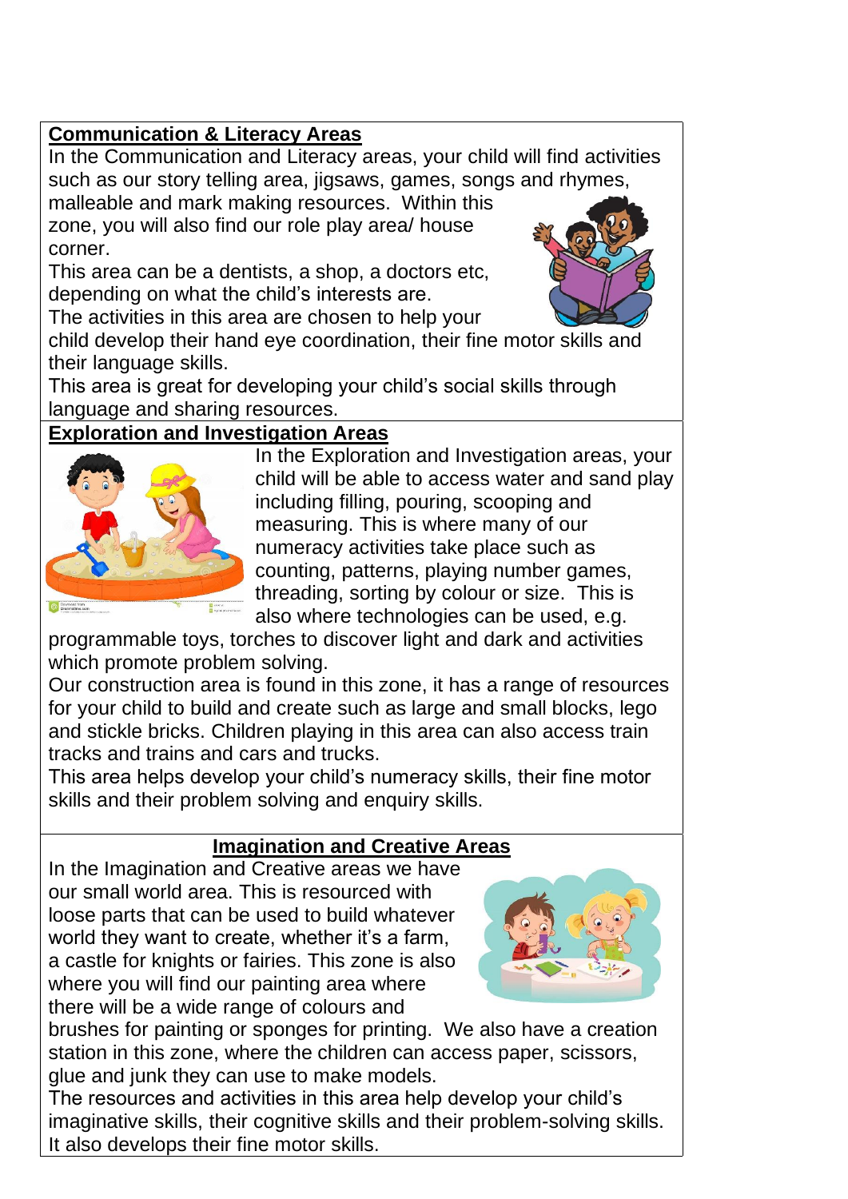## Communication & Literacy Areas

In the Communication and Literacy areas, your child will find activities such as our story telling area, jigsaws, games, songs and rhymes, malleable and mark making resources. Within this zone, you will also find our role play area/ house corner.

This area can be a dentists, a shop, a doctors etc, depending on what the child's interests are.

The activities in this area are chosen to help your child develop their hand eye coordination, their fine motor skills and their language skills.

This area is great for developing your child's social skills through language and sharing resources.

## Exploration and Investigation Areas

In the Exploration and Investigation areas, your child will be able to access water and sand play including filling, pouring, scooping and measuring. This is where many of our numeracy activities take place such as counting, patterns, playing number games, threading, sorting by colour or size. This is also where technologies can be used, e.g. programmable toys, torches to discover light and dark and activities which promote problem solving.

Our construction area is found in this zone, it has a range of resources for your child to build and create such as large and small blocks, lego and stickle bricks. Children playing in this area can also access train tracks and trains and cars and trucks.

This area helps develop your child's numeracy skills, their fine motor skills and their problem solving and enquiry skills.

## Imagination and Creative Areas

In the Imagination and Creative areas we have our small world area. This is resourced with loose parts that can be used to build whatever world they want to create, whether it's a farm, a castle for knights or fairies. This zone is also where you will find our painting area where there will be a wide range of colours and brushes for painting or sponges for printing. We also have a creation station in this zone, where the children can access paper, scissors, glue and junk they can use to make models.

The resources and activities in this area help develop your child's imaginative skills, their cognitive skills and their problem-solving skills. It also develops their fine motor skills.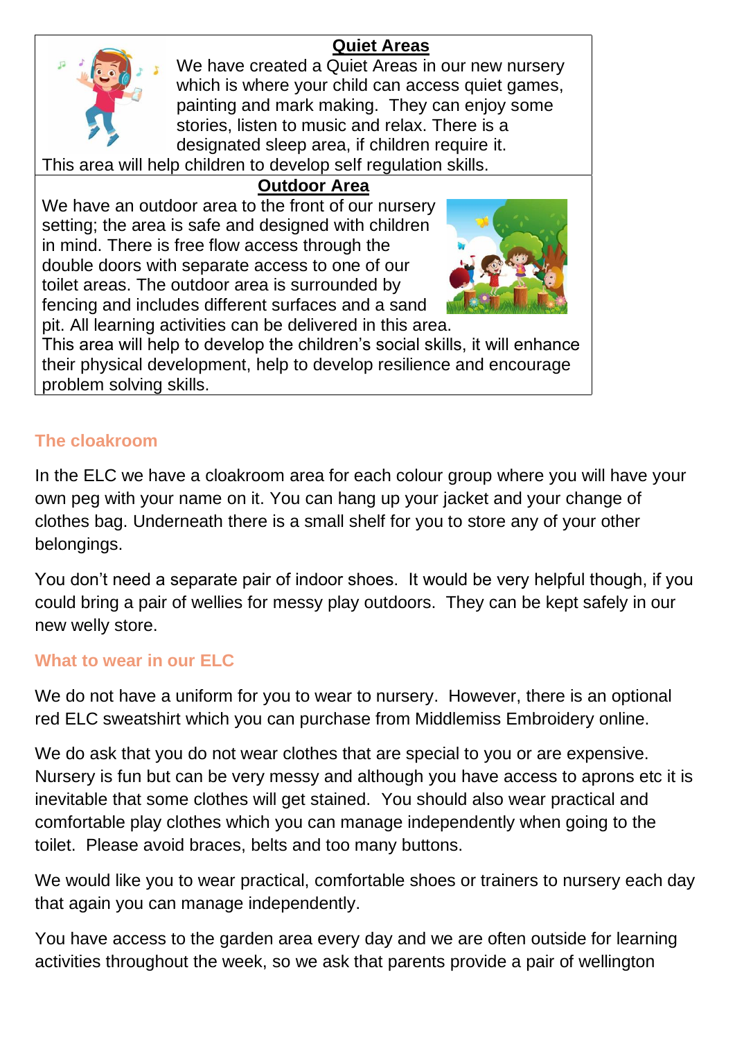**Quiet Areas**

We have created a Quiet Areas in our new nursery which is where your child can access quiet games, painting and mark making. They can enjoy some stories, listen to music and relax. There is a designated sleep area, if children require it.
This area will help children to develop self regulation skills.

**Outdoor Area**

We have an outdoor area to the front of our nursery setting; the area is safe and designed with children in mind. There is free flow access through the double doors with separate access to one of our toilet areas. The outdoor area is surrounded by fencing and includes different surfaces and a sand pit. All learning activities can be delivered in this area.
This area will help to develop the children's social skills, it will enhance their physical development, help to develop resilience and encourage problem solving skills.

## The cloakroom

In the ELC we have a cloakroom area for each colour group where you will have your own peg with your name on it. You can hang up your jacket and your change of clothes bag. Underneath there is a small shelf for you to store any of your other belongings.

You don't need a separate pair of indoor shoes. It would be very helpful though, if you could bring a pair of wellies for messy play outdoors. They can be kept safely in our new welly store.

## What to wear in our ELC

We do not have a uniform for you to wear to nursery. However, there is an optional red ELC sweatshirt which you can purchase from Middlemiss Embroidery online.

We do ask that you do not wear clothes that are special to you or are expensive. Nursery is fun but can be very messy and although you have access to aprons etc it is inevitable that some clothes will get stained. You should also wear practical and comfortable play clothes which you can manage independently when going to the toilet. Please avoid braces, belts and too many buttons.

We would like you to wear practical, comfortable shoes or trainers to nursery each day that again you can manage independently.

You have access to the garden area every day and we are often outside for learning activities throughout the week, so we ask that parents provide a pair of wellington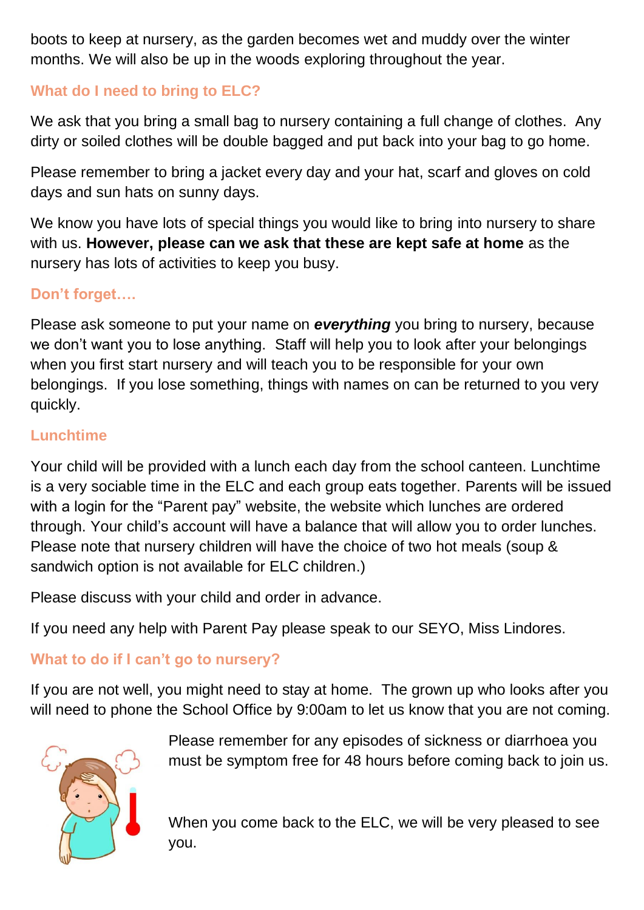boots to keep at nursery, as the garden becomes wet and muddy over the winter months. We will also be up in the woods exploring throughout the year.

## What do I need to bring to ELC?

We ask that you bring a small bag to nursery containing a full change of clothes. Any dirty or soiled clothes will be double bagged and put back into your bag to go home.

Please remember to bring a jacket every day and your hat, scarf and gloves on cold days and sun hats on sunny days.

We know you have lots of special things you would like to bring into nursery to share with us. **However, please can we ask that these are kept safe at home** as the nursery has lots of activities to keep you busy.

## Don't forget….

Please ask someone to put your name on ***everything*** you bring to nursery, because we don't want you to lose anything. Staff will help you to look after your belongings when you first start nursery and will teach you to be responsible for your own belongings. If you lose something, things with names on can be returned to you very quickly.

## Lunchtime

Your child will be provided with a lunch each day from the school canteen. Lunchtime is a very sociable time in the ELC and each group eats together. Parents will be issued with a login for the "Parent pay" website, the website which lunches are ordered through. Your child's account will have a balance that will allow you to order lunches. Please note that nursery children will have the choice of two hot meals (soup & sandwich option is not available for ELC children.)

Please discuss with your child and order in advance.

If you need any help with Parent Pay please speak to our SEYO, Miss Lindores.

## What to do if I can't go to nursery?

If you are not well, you might need to stay at home. The grown up who looks after you will need to phone the School Office by 9:00am to let us know that you are not coming.

Please remember for any episodes of sickness or diarrhoea you must be symptom free for 48 hours before coming back to join us.

When you come back to the ELC, we will be very pleased to see you.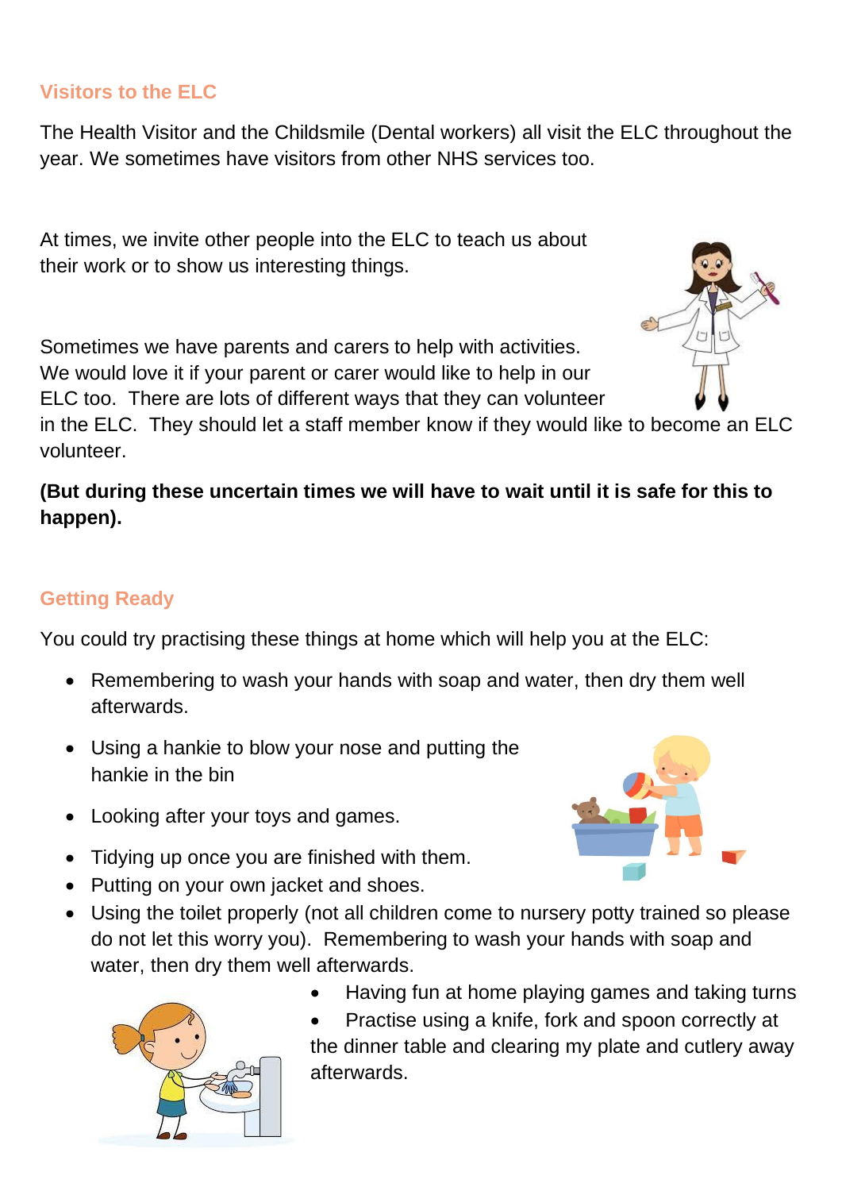## Visitors to the ELC

The Health Visitor and the Childsmile (Dental workers) all visit the ELC throughout the year. We sometimes have visitors from other NHS services too.

At times, we invite other people into the ELC to teach us about their work or to show us interesting things.

Sometimes we have parents and carers to help with activities. We would love it if your parent or carer would like to help in our ELC too. There are lots of different ways that they can volunteer in the ELC. They should let a staff member know if they would like to become an ELC volunteer.

**(But during these uncertain times we will have to wait until it is safe for this to happen).**

## Getting Ready

You could try practising these things at home which will help you at the ELC:

- Remembering to wash your hands with soap and water, then dry them well afterwards.
- Using a hankie to blow your nose and putting the hankie in the bin
- Looking after your toys and games.
- Tidying up once you are finished with them.
- Putting on your own jacket and shoes.
- Using the toilet properly (not all children come to nursery potty trained so please do not let this worry you). Remembering to wash your hands with soap and water, then dry them well afterwards.
- Having fun at home playing games and taking turns
- Practise using a knife, fork and spoon correctly at the dinner table and clearing my plate and cutlery away afterwards.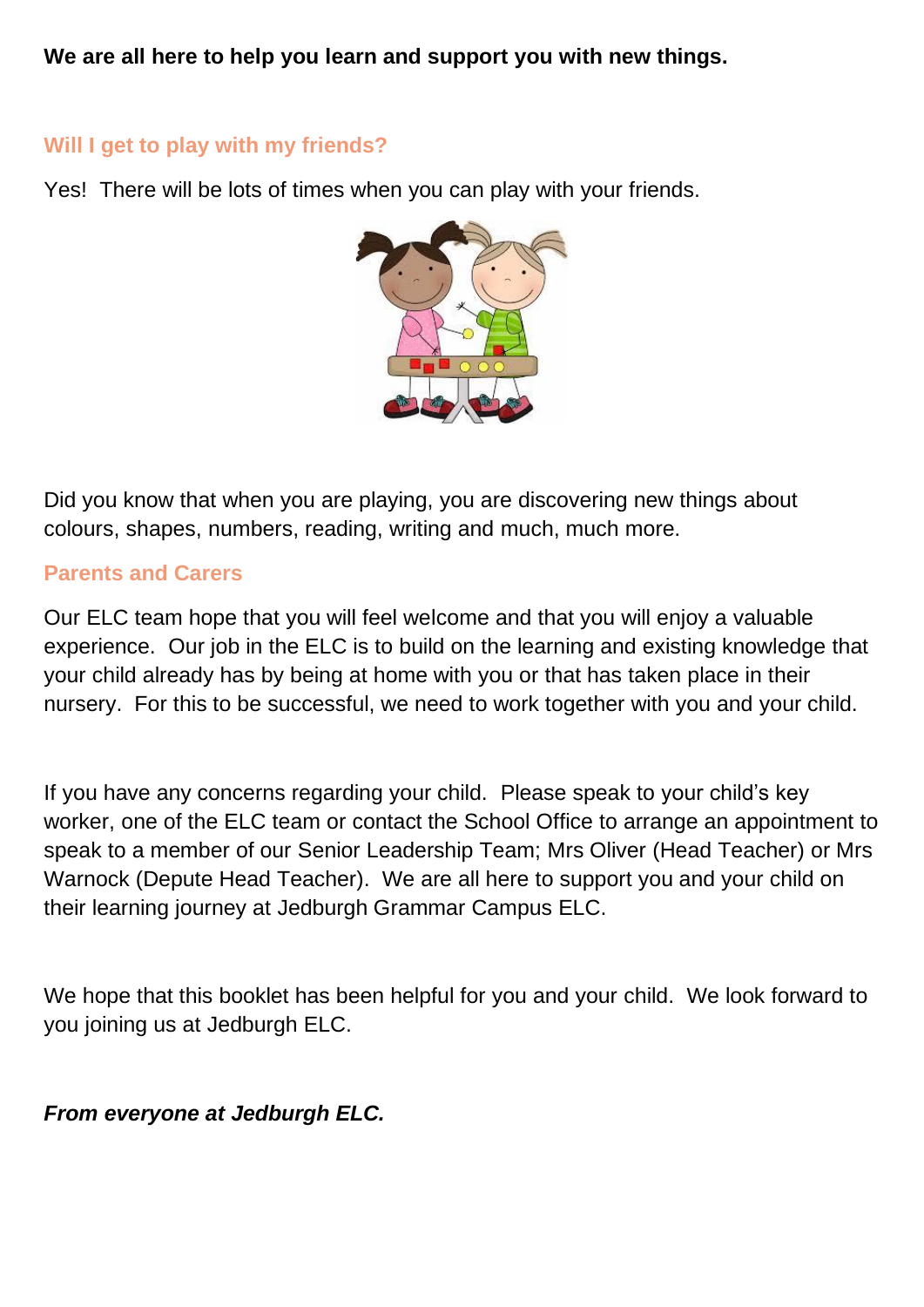**We are all here to help you learn and support you with new things.**

## Will I get to play with my friends?

Yes! There will be lots of times when you can play with your friends.

Did you know that when you are playing, you are discovering new things about colours, shapes, numbers, reading, writing and much, much more.

## Parents and Carers

Our ELC team hope that you will feel welcome and that you will enjoy a valuable experience. Our job in the ELC is to build on the learning and existing knowledge that your child already has by being at home with you or that has taken place in their nursery. For this to be successful, we need to work together with you and your child.

If you have any concerns regarding your child. Please speak to your child's key worker, one of the ELC team or contact the School Office to arrange an appointment to speak to a member of our Senior Leadership Team; Mrs Oliver (Head Teacher) or Mrs Warnock (Depute Head Teacher). We are all here to support you and your child on their learning journey at Jedburgh Grammar Campus ELC.

We hope that this booklet has been helpful for you and your child. We look forward to you joining us at Jedburgh ELC.

***From everyone at Jedburgh ELC.***